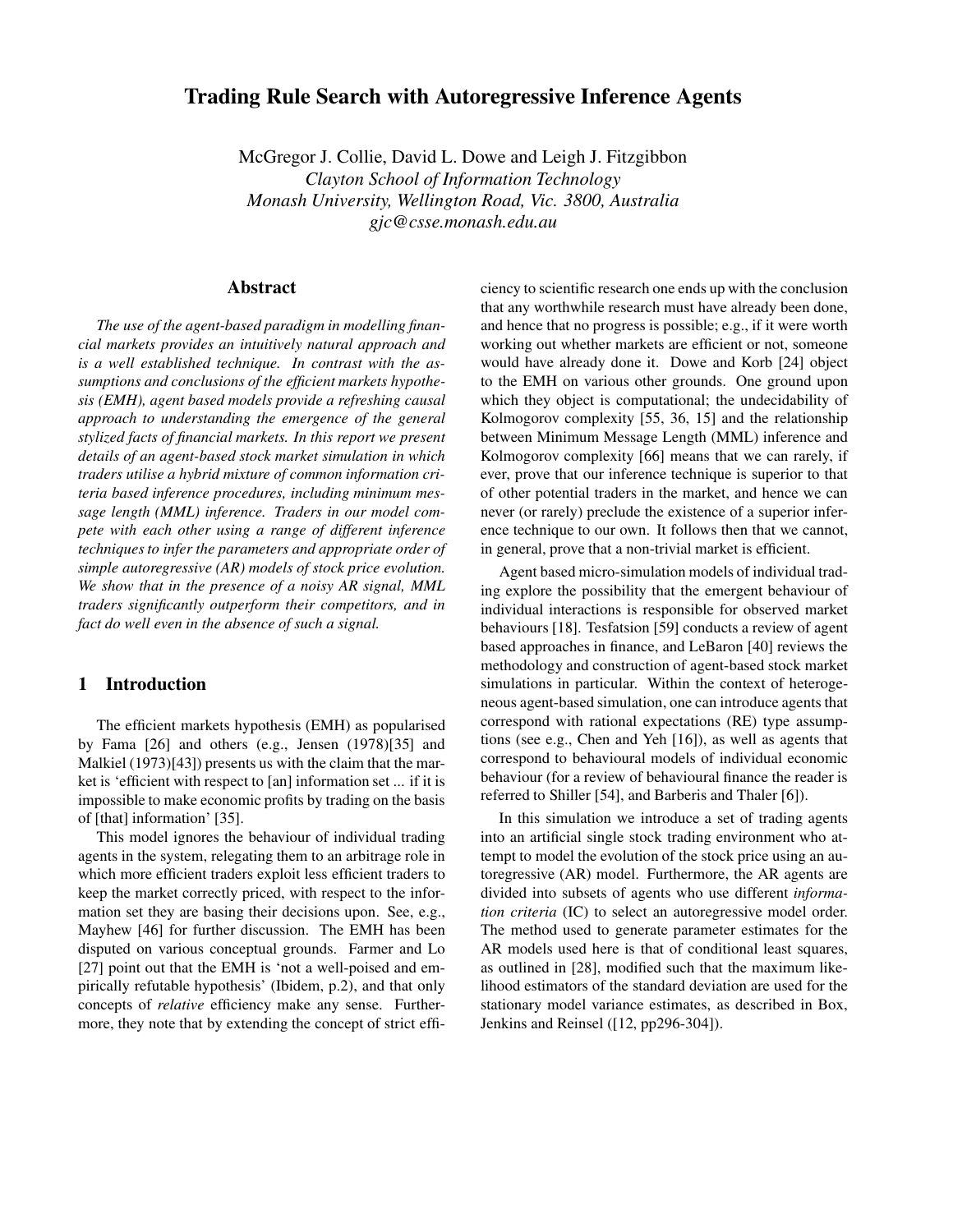# Trading Rule Search with Autoregressive Inference Agents

McGregor J. Collie, David L. Dowe and Leigh J. Fitzgibbon
*Clayton School of Information Technology*
*Monash University, Wellington Road, Vic. 3800, Australia*
*gjc@csse.monash.edu.au*

## Abstract

*The use of the agent-based paradigm in modelling financial markets provides an intuitively natural approach and is a well established technique. In contrast with the assumptions and conclusions of the efficient markets hypothesis (EMH), agent based models provide a refreshing causal approach to understanding the emergence of the general stylized facts of financial markets. In this report we present details of an agent-based stock market simulation in which traders utilise a hybrid mixture of common information criteria based inference procedures, including minimum message length (MML) inference. Traders in our model compete with each other using a range of different inference techniques to infer the parameters and appropriate order of simple autoregressive (AR) models of stock price evolution. We show that in the presence of a noisy AR signal, MML traders significantly outperform their competitors, and in fact do well even in the absence of such a signal.*

## 1 Introduction

The efficient markets hypothesis (EMH) as popularised by Fama [26] and others (e.g., Jensen (1978)[35] and Malkiel (1973)[43]) presents us with the claim that the market is 'efficient with respect to [an] information set ... if it is impossible to make economic profits by trading on the basis of [that] information' [35].

This model ignores the behaviour of individual trading agents in the system, relegating them to an arbitrage role in which more efficient traders exploit less efficient traders to keep the market correctly priced, with respect to the information set they are basing their decisions upon. See, e.g., Mayhew [46] for further discussion. The EMH has been disputed on various conceptual grounds. Farmer and Lo [27] point out that the EMH is 'not a well-poised and empirically refutable hypothesis' (Ibidem, p.2), and that only concepts of *relative* efficiency make any sense. Furthermore, they note that by extending the concept of strict efficiency to scientific research one ends up with the conclusion that any worthwhile research must have already been done, and hence that no progress is possible; e.g., if it were worth working out whether markets are efficient or not, someone would have already done it. Dowe and Korb [24] object to the EMH on various other grounds. One ground upon which they object is computational; the undecidability of Kolmogorov complexity [55, 36, 15] and the relationship between Minimum Message Length (MML) inference and Kolmogorov complexity [66] means that we can rarely, if ever, prove that our inference technique is superior to that of other potential traders in the market, and hence we can never (or rarely) preclude the existence of a superior inference technique to our own. It follows then that we cannot, in general, prove that a non-trivial market is efficient.

Agent based micro-simulation models of individual trading explore the possibility that the emergent behaviour of individual interactions is responsible for observed market behaviours [18]. Tesfatsion [59] conducts a review of agent based approaches in finance, and LeBaron [40] reviews the methodology and construction of agent-based stock market simulations in particular. Within the context of heterogeneous agent-based simulation, one can introduce agents that correspond with rational expectations (RE) type assumptions (see e.g., Chen and Yeh [16]), as well as agents that correspond to behavioural models of individual economic behaviour (for a review of behavioural finance the reader is referred to Shiller [54], and Barberis and Thaler [6]).

In this simulation we introduce a set of trading agents into an artificial single stock trading environment who attempt to model the evolution of the stock price using an autoregressive (AR) model. Furthermore, the AR agents are divided into subsets of agents who use different *information criteria* (IC) to select an autoregressive model order. The method used to generate parameter estimates for the AR models used here is that of conditional least squares, as outlined in [28], modified such that the maximum likelihood estimators of the standard deviation are used for the stationary model variance estimates, as described in Box, Jenkins and Reinsel ([12, pp296-304]).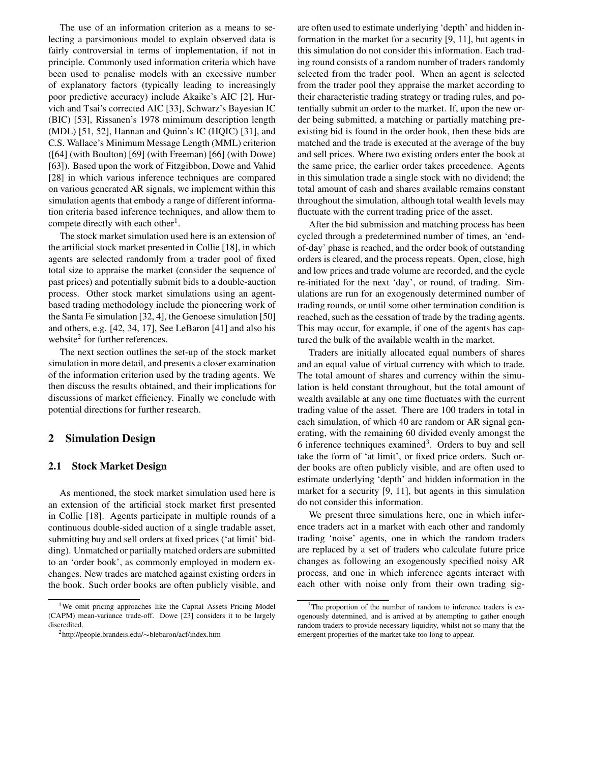The use of an information criterion as a means to selecting a parsimonious model to explain observed data is fairly controversial in terms of implementation, if not in principle. Commonly used information criteria which have been used to penalise models with an excessive number of explanatory factors (typically leading to increasingly poor predictive accuracy) include Akaike's AIC [2], Hurvich and Tsai's corrected AIC [33], Schwarz's Bayesian IC (BIC) [53], Rissanen's 1978 mimimum description length (MDL) [51, 52], Hannan and Quinn's IC (HQIC) [31], and C.S. Wallace's Minimum Message Length (MML) criterion ([64] (with Boulton) [69] (with Freeman) [66] (with Dowe) [63]). Based upon the work of Fitzgibbon, Dowe and Vahid [28] in which various inference techniques are compared on various generated AR signals, we implement within this simulation agents that embody a range of different information criteria based inference techniques, and allow them to compete directly with each other[1].

The stock market simulation used here is an extension of the artificial stock market presented in Collie [18], in which agents are selected randomly from a trader pool of fixed total size to appraise the market (consider the sequence of past prices) and potentially submit bids to a double-auction process. Other stock market simulations using an agent-based trading methodology include the pioneering work of the Santa Fe simulation [32, 4], the Genoese simulation [50] and others, e.g. [42, 34, 17], See LeBaron [41] and also his website[2] for further references.

The next section outlines the set-up of the stock market simulation in more detail, and presents a closer examination of the information criterion used by the trading agents. We then discuss the results obtained, and their implications for discussions of market efficiency. Finally we conclude with potential directions for further research.

## 2 Simulation Design

### 2.1 Stock Market Design

As mentioned, the stock market simulation used here is an extension of the artificial stock market first presented in Collie [18]. Agents participate in multiple rounds of a continuous double-sided auction of a single tradable asset, submitting buy and sell orders at fixed prices ('at limit' bidding). Unmatched or partially matched orders are submitted to an 'order book', as commonly employed in modern exchanges. New trades are matched against existing orders in the book. Such order books are often publicly visible, and are often used to estimate underlying 'depth' and hidden information in the market for a security [9, 11], but agents in this simulation do not consider this information. Each trading round consists of a random number of traders randomly selected from the trader pool. When an agent is selected from the trader pool they appraise the market according to their characteristic trading strategy or trading rules, and potentially submit an order to the market. If, upon the new order being submitted, a matching or partially matching pre-existing bid is found in the order book, then these bids are matched and the trade is executed at the average of the buy and sell prices. Where two existing orders enter the book at the same price, the earlier order takes precedence. Agents in this simulation trade a single stock with no dividend; the total amount of cash and shares available remains constant throughout the simulation, although total wealth levels may fluctuate with the current trading price of the asset.

After the bid submission and matching process has been cycled through a predetermined number of times, an 'end-of-day' phase is reached, and the order book of outstanding orders is cleared, and the process repeats. Open, close, high and low prices and trade volume are recorded, and the cycle re-initiated for the next 'day', or round, of trading. Simulations are run for an exogenously determined number of trading rounds, or until some other termination condition is reached, such as the cessation of trade by the trading agents. This may occur, for example, if one of the agents has captured the bulk of the available wealth in the market.

Traders are initially allocated equal numbers of shares and an equal value of virtual currency with which to trade. The total amount of shares and currency within the simulation is held constant throughout, but the total amount of wealth available at any one time fluctuates with the current trading value of the asset. There are 100 traders in total in each simulation, of which 40 are random or AR signal generating, with the remaining 60 divided evenly amongst the 6 inference techniques examined[3]. Orders to buy and sell take the form of 'at limit', or fixed price orders. Such order books are often publicly visible, and are often used to estimate underlying 'depth' and hidden information in the market for a security [9, 11], but agents in this simulation do not consider this information.

We present three simulations here, one in which inference traders act in a market with each other and randomly trading 'noise' agents, one in which the random traders are replaced by a set of traders who calculate future price changes as following an exogenously specified noisy AR process, and one in which inference agents interact with each other with noise only from their own trading sig-

---

[1] We omit pricing approaches like the Capital Assets Pricing Model (CAPM) mean-variance trade-off. Dowe [23] considers it to be largely discredited.

[2] http://people.brandeis.edu/∼blebaron/acf/index.htm

[3] The proportion of the number of random to inference traders is exogenously determined, and is arrived at by attempting to gather enough random traders to provide necessary liquidity, whilst not so many that the emergent properties of the market take too long to appear.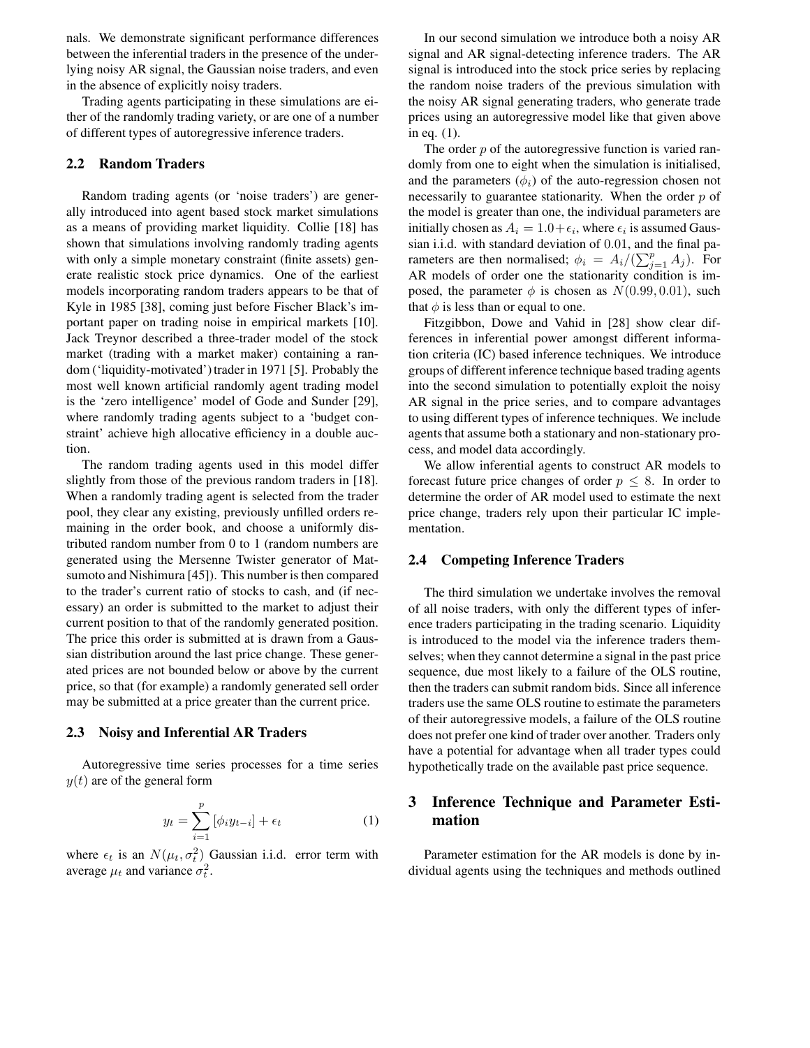nals. We demonstrate significant performance differences between the inferential traders in the presence of the underlying noisy AR signal, the Gaussian noise traders, and even in the absence of explicitly noisy traders.

Trading agents participating in these simulations are either of the randomly trading variety, or are one of a number of different types of autoregressive inference traders.

### 2.2 Random Traders

Random trading agents (or 'noise traders') are generally introduced into agent based stock market simulations as a means of providing market liquidity. Collie [18] has shown that simulations involving randomly trading agents with only a simple monetary constraint (finite assets) generate realistic stock price dynamics. One of the earliest models incorporating random traders appears to be that of Kyle in 1985 [38], coming just before Fischer Black's important paper on trading noise in empirical markets [10]. Jack Treynor described a three-trader model of the stock market (trading with a market maker) containing a random ('liquidity-motivated') trader in 1971 [5]. Probably the most well known artificial randomly agent trading model is the 'zero intelligence' model of Gode and Sunder [29], where randomly trading agents subject to a 'budget constraint' achieve high allocative efficiency in a double auction.

The random trading agents used in this model differ slightly from those of the previous random traders in [18]. When a randomly trading agent is selected from the trader pool, they clear any existing, previously unfilled orders remaining in the order book, and choose a uniformly distributed random number from 0 to 1 (random numbers are generated using the Mersenne Twister generator of Matsumoto and Nishimura [45]). This number is then compared to the trader's current ratio of stocks to cash, and (if necessary) an order is submitted to the market to adjust their current position to that of the randomly generated position. The price this order is submitted at is drawn from a Gaussian distribution around the last price change. These generated prices are not bounded below or above by the current price, so that (for example) a randomly generated sell order may be submitted at a price greater than the current price.

### 2.3 Noisy and Inferential AR Traders

Autoregressive time series processes for a time series $y(t)$ are of the general form

$$y_t = \sum_{i=1}^{p} [\phi_i y_{t-i}] + \epsilon_t \qquad (1)$$

where $\epsilon_t$ is an $N(\mu_t, \sigma_t^2)$ Gaussian i.i.d. error term with average $\mu_t$ and variance $\sigma_t^2$.

In our second simulation we introduce both a noisy AR signal and AR signal-detecting inference traders. The AR signal is introduced into the stock price series by replacing the random noise traders of the previous simulation with the noisy AR signal generating traders, who generate trade prices using an autoregressive model like that given above in eq. (1).

The order $p$ of the autoregressive function is varied randomly from one to eight when the simulation is initialised, and the parameters ($\phi_i$) of the auto-regression chosen not necessarily to guarantee stationarity. When the order $p$ of the model is greater than one, the individual parameters are initially chosen as $A_i = 1.0 + \epsilon_i$, where $\epsilon_i$ is assumed Gaussian i.i.d. with standard deviation of $0.01$, and the final parameters are then normalised; $\phi_i = A_i / (\sum_{j=1}^{p} A_j)$. For AR models of order one the stationarity condition is imposed, the parameter $\phi$ is chosen as $N(0.99, 0.01)$, such that $\phi$ is less than or equal to one.

Fitzgibbon, Dowe and Vahid in [28] show clear differences in inferential power amongst different information criteria (IC) based inference techniques. We introduce groups of different inference technique based trading agents into the second simulation to potentially exploit the noisy AR signal in the price series, and to compare advantages to using different types of inference techniques. We include agents that assume both a stationary and non-stationary process, and model data accordingly.

We allow inferential agents to construct AR models to forecast future price changes of order $p \leq 8$. In order to determine the order of AR model used to estimate the next price change, traders rely upon their particular IC implementation.

### 2.4 Competing Inference Traders

The third simulation we undertake involves the removal of all noise traders, with only the different types of inference traders participating in the trading scenario. Liquidity is introduced to the model via the inference traders themselves; when they cannot determine a signal in the past price sequence, due most likely to a failure of the OLS routine, then the traders can submit random bids. Since all inference traders use the same OLS routine to estimate the parameters of their autoregressive models, a failure of the OLS routine does not prefer one kind of trader over another. Traders only have a potential for advantage when all trader types could hypothetically trade on the available past price sequence.

## 3 Inference Technique and Parameter Estimation

Parameter estimation for the AR models is done by individual agents using the techniques and methods outlined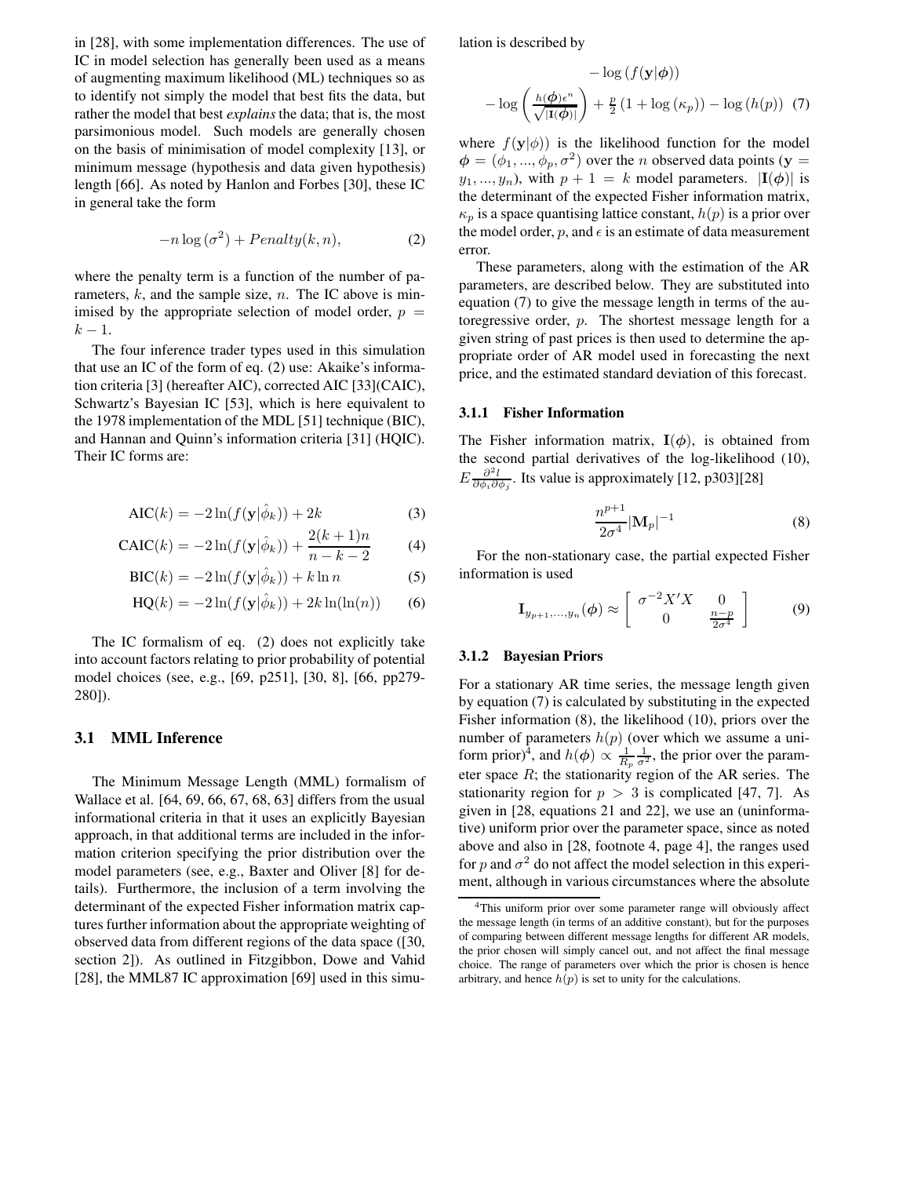in [28], with some implementation differences. The use of IC in model selection has generally been used as a means of augmenting maximum likelihood (ML) techniques so as to identify not simply the model that best fits the data, but rather the model that best *explains* the data; that is, the most parsimonious model. Such models are generally chosen on the basis of minimisation of model complexity [13], or minimum message (hypothesis and data given hypothesis) length [66]. As noted by Hanlon and Forbes [30], these IC in general take the form

$$-n \log(\sigma^2) + Penalty(k, n), \tag{2}$$

where the penalty term is a function of the number of parameters, $k$, and the sample size, $n$. The IC above is minimised by the appropriate selection of model order, $p = k - 1$.

The four inference trader types used in this simulation that use an IC of the form of eq. (2) use: Akaike's information criteria [3] (hereafter AIC), corrected AIC [33](CAIC), Schwartz's Bayesian IC [53], which is here equivalent to the 1978 implementation of the MDL [51] technique (BIC), and Hannan and Quinn's information criteria [31] (HQIC). Their IC forms are:

$$\text{AIC}(k) = -2\ln(f(\mathbf{y}|\hat{\phi}_k)) + 2k \tag{3}$$

$$\text{CAIC}(k) = -2\ln(f(\mathbf{y}|\hat{\phi}_k)) + \frac{2(k+1)n}{n-k-2} \tag{4}$$

$$\text{BIC}(k) = -2\ln(f(\mathbf{y}|\hat{\phi}_k)) + k\ln n \tag{5}$$

$$\text{HQ}(k) = -2\ln(f(\mathbf{y}|\hat{\phi}_k)) + 2k\ln(\ln(n)) \tag{6}$$

The IC formalism of eq. (2) does not explicitly take into account factors relating to prior probability of potential model choices (see, e.g., [69, p251], [30, 8], [66, pp279-280]).

### 3.1 MML Inference

The Minimum Message Length (MML) formalism of Wallace et al. [64, 69, 66, 67, 68, 63] differs from the usual informational criteria in that it uses an explicitly Bayesian approach, in that additional terms are included in the information criterion specifying the prior distribution over the model parameters (see, e.g., Baxter and Oliver [8] for details). Furthermore, the inclusion of a term involving the determinant of the expected Fisher information matrix captures further information about the appropriate weighting of observed data from different regions of the data space ([30, section 2]). As outlined in Fitzgibbon, Dowe and Vahid [28], the MML87 IC approximation [69] used in this simulation is described by

$$-\log\left(f(\mathbf{y}|\boldsymbol{\phi})\right)$$
$$-\log\left(\frac{h(\boldsymbol{\phi})\epsilon^n}{\sqrt{|\mathbf{I}(\boldsymbol{\phi})|}}\right) + \frac{p}{2}\left(1 + \log\left(\kappa_p\right)\right) - \log\left(h(p)\right) \tag{7}$$

where $f(\mathbf{y}|\phi))$ is the likelihood function for the model $\boldsymbol{\phi} = (\phi_1, ..., \phi_p, \sigma^2)$ over the $n$ observed data points ($\mathbf{y} = y_1, ..., y_n$), with $p + 1 = k$ model parameters. $|\mathbf{I}(\boldsymbol{\phi})|$ is the determinant of the expected Fisher information matrix, $\kappa_p$ is a space quantising lattice constant, $h(p)$ is a prior over the model order, $p$, and $\epsilon$ is an estimate of data measurement error.

These parameters, along with the estimation of the AR parameters, are described below. They are substituted into equation (7) to give the message length in terms of the autoregressive order, $p$. The shortest message length for a given string of past prices is then used to determine the appropriate order of AR model used in forecasting the next price, and the estimated standard deviation of this forecast.

#### 3.1.1 Fisher Information

The Fisher information matrix, $\mathbf{I}(\boldsymbol{\phi})$, is obtained from the second partial derivatives of the log-likelihood (10), $E\frac{\partial^2 l}{\partial\phi_i\partial\phi_j}$. Its value is approximately [12, p303][28]

$$\frac{n^{p+1}}{2\sigma^4}|\mathbf{M}_p|^{-1} \tag{8}$$

For the non-stationary case, the partial expected Fisher information is used

$$\mathbf{I}_{y_{p+1},...,y_n}(\boldsymbol{\phi}) \approx \begin{bmatrix} \sigma^{-2}X'X & 0 \\ 0 & \frac{n-p}{2\sigma^4} \end{bmatrix} \tag{9}$$

#### 3.1.2 Bayesian Priors

For a stationary AR time series, the message length given by equation (7) is calculated by substituting in the expected Fisher information (8), the likelihood (10), priors over the number of parameters $h(p)$ (over which we assume a uniform prior)[4], and $h(\boldsymbol{\phi}) \propto \frac{1}{R_p}\frac{1}{\sigma^2}$, the prior over the parameter space $R$; the stationarity region of the AR series. The stationarity region for $p > 3$ is complicated [47, 7]. As given in [28, equations 21 and 22], we use an (uninformative) uniform prior over the parameter space, since as noted above and also in [28, footnote 4, page 4], the ranges used for $p$ and $\sigma^2$ do not affect the model selection in this experiment, although in various circumstances where the absolute

[4]This uniform prior over some parameter range will obviously affect the message length (in terms of an additive constant), but for the purposes of comparing between different message lengths for different AR models, the prior chosen will simply cancel out, and not affect the final message choice. The range of parameters over which the prior is chosen is hence arbitrary, and hence $h(p)$ is set to unity for the calculations.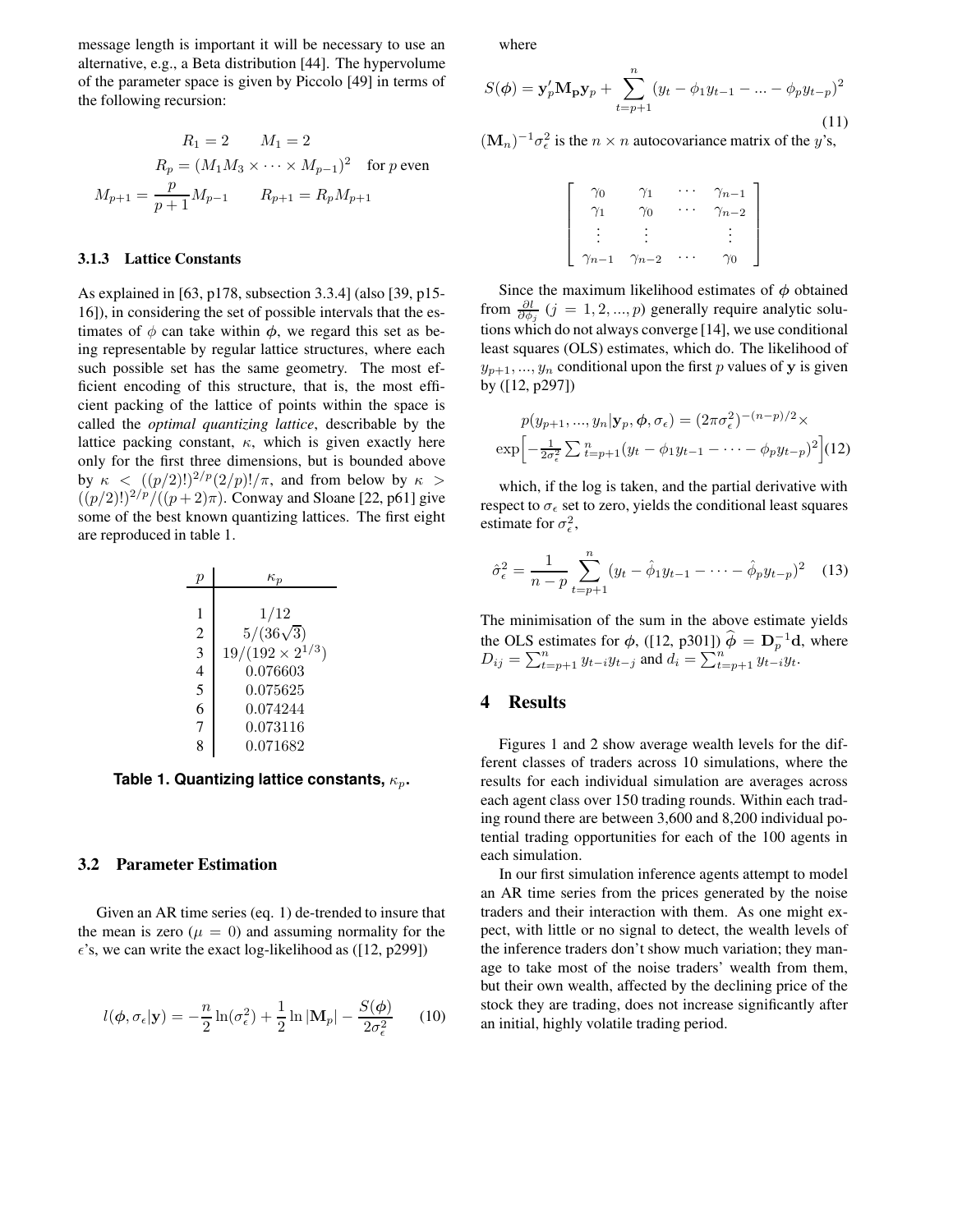message length is important it will be necessary to use an alternative, e.g., a Beta distribution [44]. The hypervolume of the parameter space is given by Piccolo [49] in terms of the following recursion:

$$R_1 = 2 \qquad M_1 = 2$$
$$R_p = (M_1 M_3 \times \cdots \times M_{p-1})^2 \quad \text{for } p \text{ even}$$
$$M_{p+1} = \frac{p}{p+1} M_{p-1} \qquad R_{p+1} = R_p M_{p+1}$$

### 3.1.3 Lattice Constants

As explained in [63, p178, subsection 3.3.4] (also [39, p15-16]), in considering the set of possible intervals that the estimates of $\phi$ can take within $\boldsymbol{\phi}$, we regard this set as being representable by regular lattice structures, where each such possible set has the same geometry. The most efficient encoding of this structure, that is, the most efficient packing of the lattice of points within the space is called the *optimal quantizing lattice*, describable by the lattice packing constant, $\kappa$, which is given exactly here only for the first three dimensions, but is bounded above by $\kappa < ((p/2)!)^{2/p}(2/p)!/\pi$, and from below by $\kappa > ((p/2)!)^{2/p}/((p+2)\pi)$. Conway and Sloane [22, p61] give some of the best known quantizing lattices. The first eight are reproduced in table 1.

| $p$ | $\kappa_p$ |
|---|---|
| 1 | $1/12$ |
| 2 | $5/(36\sqrt{3})$ |
| 3 | $19/(192 \times 2^{1/3})$ |
| 4 | 0.076603 |
| 5 | 0.075625 |
| 6 | 0.074244 |
| 7 | 0.073116 |
| 8 | 0.071682 |

**Table 1. Quantizing lattice constants, $\kappa_p$.**

## 3.2 Parameter Estimation

Given an AR time series (eq. 1) de-trended to insure that the mean is zero ($\mu = 0$) and assuming normality for the $\epsilon$'s, we can write the exact log-likelihood as ([12, p299])

$$l(\boldsymbol{\phi}, \sigma_\epsilon | \mathbf{y}) = -\frac{n}{2}\ln(\sigma_\epsilon^2) + \frac{1}{2}\ln|\mathbf{M}_p| - \frac{S(\boldsymbol{\phi})}{2\sigma_\epsilon^2} \qquad (10)$$

where

$$S(\boldsymbol{\phi}) = \mathbf{y}_p'\mathbf{M_p}\mathbf{y}_p + \sum_{t=p+1}^{n}(y_t - \phi_1 y_{t-1} - \ldots - \phi_p y_{t-p})^2 \qquad (11)$$

$(\mathbf{M}_n)^{-1}\sigma_\epsilon^2$ is the $n \times n$ autocovariance matrix of the $y$'s,

$$\begin{bmatrix} \gamma_0 & \gamma_1 & \cdots & \gamma_{n-1} \\ \gamma_1 & \gamma_0 & \cdots & \gamma_{n-2} \\ \vdots & \vdots & & \vdots \\ \gamma_{n-1} & \gamma_{n-2} & \cdots & \gamma_0 \end{bmatrix}$$

Since the maximum likelihood estimates of $\boldsymbol{\phi}$ obtained from $\frac{\partial l}{\partial \phi_j}$ $(j = 1, 2, ..., p)$ generally require analytic solutions which do not always converge [14], we use conditional least squares (OLS) estimates, which do. The likelihood of $y_{p+1}, ..., y_n$ conditional upon the first $p$ values of $\mathbf{y}$ is given by ([12, p297])

$$p(y_{p+1}, ..., y_n | \mathbf{y}_p, \boldsymbol{\phi}, \sigma_\epsilon) = (2\pi\sigma_\epsilon^2)^{-(n-p)/2} \times \exp\Big[-\frac{1}{2\sigma_\epsilon^2}\sum_{t=p+1}^{n}(y_t - \phi_1 y_{t-1} - \cdots - \phi_p y_{t-p})^2\Big] \qquad (12)$$

which, if the log is taken, and the partial derivative with respect to $\sigma_\epsilon$ set to zero, yields the conditional least squares estimate for $\sigma_\epsilon^2$,

$$\hat{\sigma}_\epsilon^2 = \frac{1}{n-p}\sum_{t=p+1}^{n}(y_t - \hat{\phi}_1 y_{t-1} - \cdots - \hat{\phi}_p y_{t-p})^2 \qquad (13)$$

The minimisation of the sum in the above estimate yields the OLS estimates for $\boldsymbol{\phi}$, ([12, p301]) $\widehat{\boldsymbol{\phi}} = \mathbf{D}_p^{-1}\mathbf{d}$, where $D_{ij} = \sum_{t=p+1}^{n} y_{t-i}y_{t-j}$ and $d_i = \sum_{t=p+1}^{n} y_{t-i}y_t$.

# 4 Results

Figures 1 and 2 show average wealth levels for the different classes of traders across 10 simulations, where the results for each individual simulation are averages across each agent class over 150 trading rounds. Within each trading round there are between 3,600 and 8,200 individual potential trading opportunities for each of the 100 agents in each simulation.

In our first simulation inference agents attempt to model an AR time series from the prices generated by the noise traders and their interaction with them. As one might expect, with little or no signal to detect, the wealth levels of the inference traders don't show much variation; they manage to take most of the noise traders' wealth from them, but their own wealth, affected by the declining price of the stock they are trading, does not increase significantly after an initial, highly volatile trading period.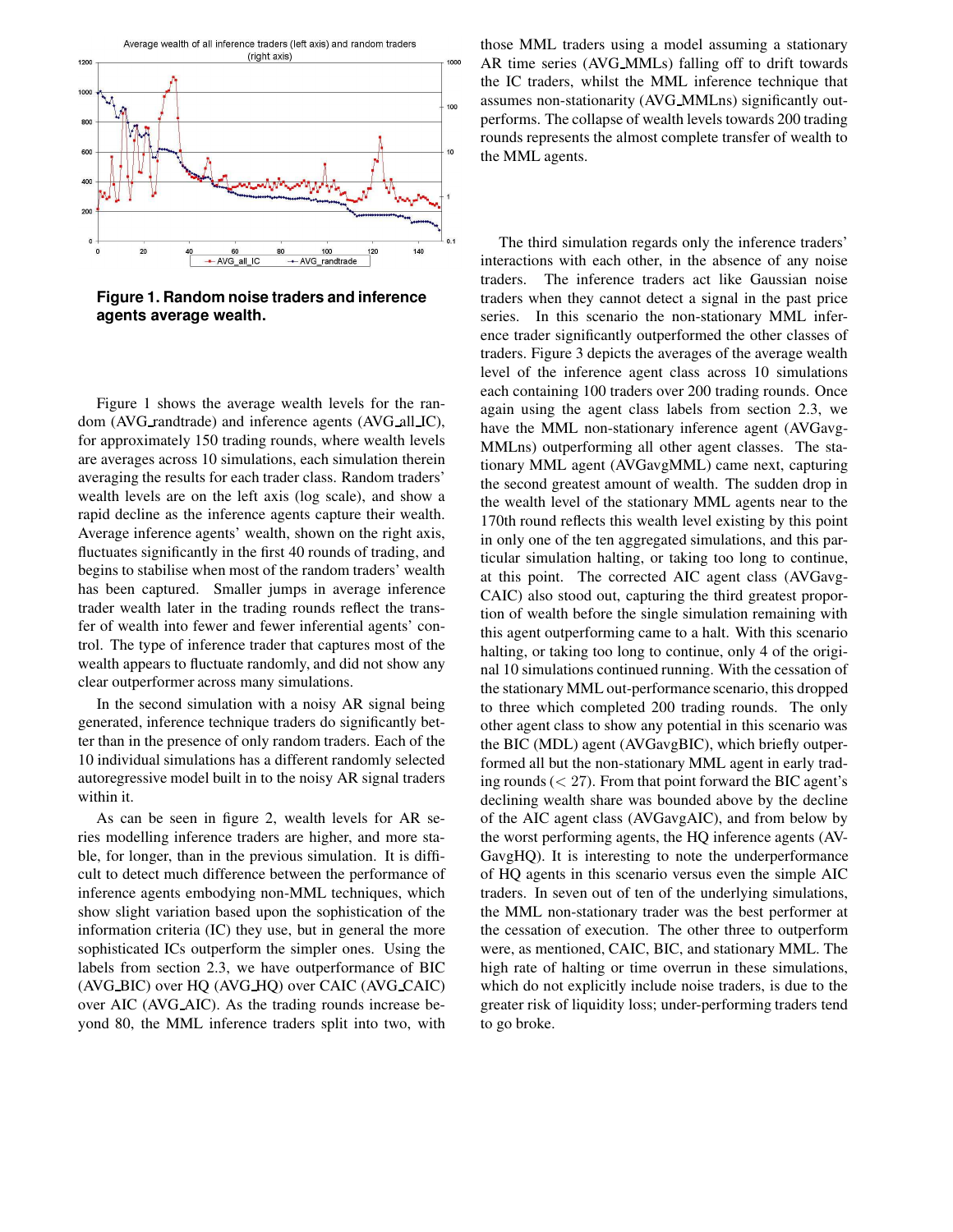**Figure 1. Random noise traders and inference agents average wealth.**

Figure 1 shows the average wealth levels for the random (AVG_randtrade) and inference agents (AVG_all_IC), for approximately 150 trading rounds, where wealth levels are averages across 10 simulations, each simulation therein averaging the results for each trader class. Random traders' wealth levels are on the left axis (log scale), and show a rapid decline as the inference agents capture their wealth. Average inference agents' wealth, shown on the right axis, fluctuates significantly in the first 40 rounds of trading, and begins to stabilise when most of the random traders' wealth has been captured. Smaller jumps in average inference trader wealth later in the trading rounds reflect the transfer of wealth into fewer and fewer inferential agents' control. The type of inference trader that captures most of the wealth appears to fluctuate randomly, and did not show any clear outperformer across many simulations.

In the second simulation with a noisy AR signal being generated, inference technique traders do significantly better than in the presence of only random traders. Each of the 10 individual simulations has a different randomly selected autoregressive model built in to the noisy AR signal traders within it.

As can be seen in figure 2, wealth levels for AR series modelling inference traders are higher, and more stable, for longer, than in the previous simulation. It is difficult to detect much difference between the performance of inference agents embodying non-MML techniques, which show slight variation based upon the sophistication of the information criteria (IC) they use, but in general the more sophisticated ICs outperform the simpler ones. Using the labels from section 2.3, we have outperformance of BIC (AVG_BIC) over HQ (AVG_HQ) over CAIC (AVG_CAIC) over AIC (AVG_AIC). As the trading rounds increase beyond 80, the MML inference traders split into two, with those MML traders using a model assuming a stationary AR time series (AVG_MMLs) falling off to drift towards the IC traders, whilst the MML inference technique that assumes non-stationarity (AVG_MMLns) significantly outperforms. The collapse of wealth levels towards 200 trading rounds represents the almost complete transfer of wealth to the MML agents.

The third simulation regards only the inference traders' interactions with each other, in the absence of any noise traders. The inference traders act like Gaussian noise traders when they cannot detect a signal in the past price series. In this scenario the non-stationary MML inference trader significantly outperformed the other classes of traders. Figure 3 depicts the averages of the average wealth level of the inference agent class across 10 simulations each containing 100 traders over 200 trading rounds. Once again using the agent class labels from section 2.3, we have the MML non-stationary inference agent (AVGavg-MMLns) outperforming all other agent classes. The stationary MML agent (AVGavgMML) came next, capturing the second greatest amount of wealth. The sudden drop in the wealth level of the stationary MML agents near to the 170th round reflects this wealth level existing by this point in only one of the ten aggregated simulations, and this particular simulation halting, or taking too long to continue, at this point. The corrected AIC agent class (AVGavg-CAIC) also stood out, capturing the third greatest proportion of wealth before the single simulation remaining with this agent outperforming came to a halt. With this scenario halting, or taking too long to continue, only 4 of the original 10 simulations continued running. With the cessation of the stationary MML out-performance scenario, this dropped to three which completed 200 trading rounds. The only other agent class to show any potential in this scenario was the BIC (MDL) agent (AVGavgBIC), which briefly outperformed all but the non-stationary MML agent in early trading rounds ($< 27$). From that point forward the BIC agent's declining wealth share was bounded above by the decline of the AIC agent class (AVGavgAIC), and from below by the worst performing agents, the HQ inference agents (AVGavgHQ). It is interesting to note the underperformance of HQ agents in this scenario versus even the simple AIC traders. In seven out of ten of the underlying simulations, the MML non-stationary trader was the best performer at the cessation of execution. The other three to outperform were, as mentioned, CAIC, BIC, and stationary MML. The high rate of halting or time overrun in these simulations, which do not explicitly include noise traders, is due to the greater risk of liquidity loss; under-performing traders tend to go broke.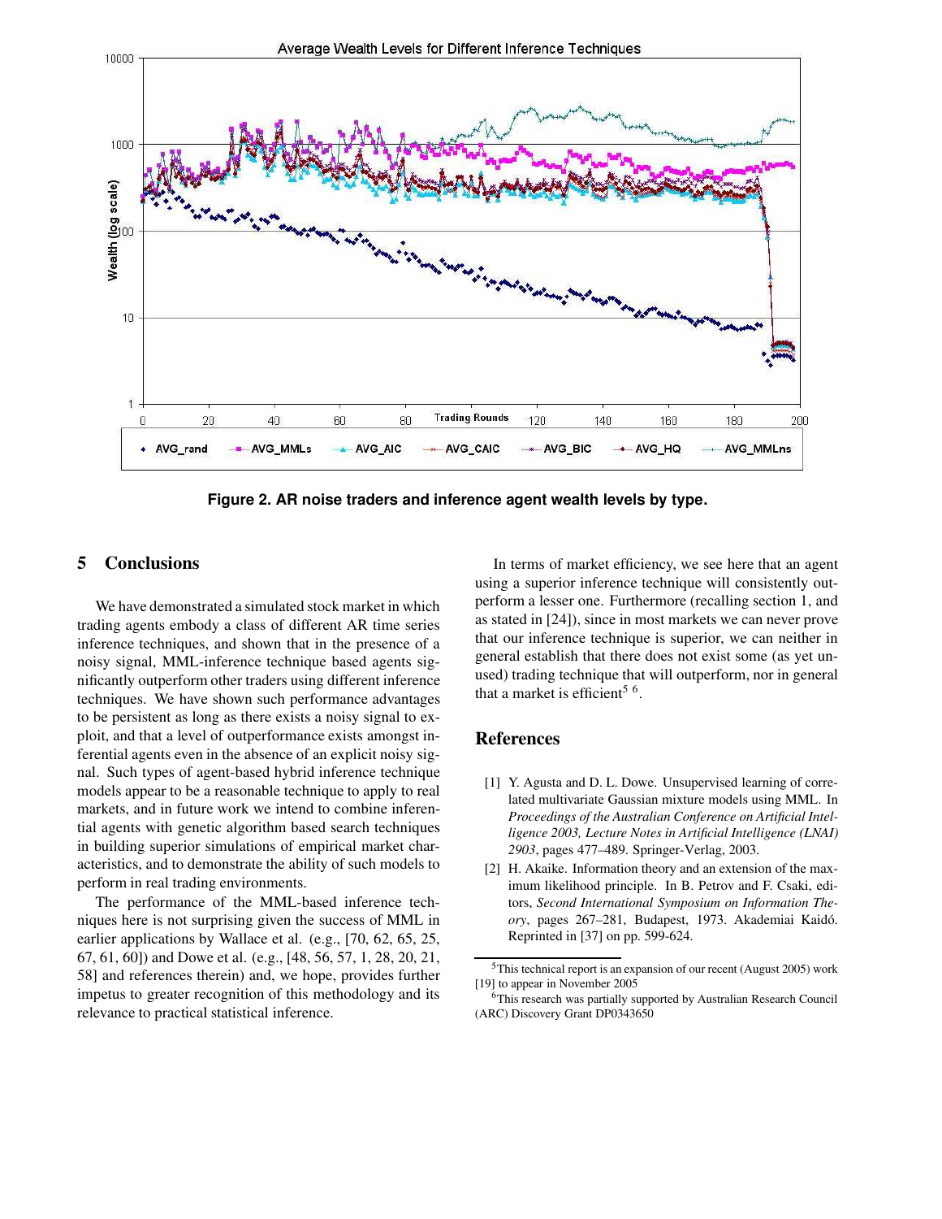**Figure 2. AR noise traders and inference agent wealth levels by type.**

## 5 Conclusions

We have demonstrated a simulated stock market in which trading agents embody a class of different AR time series inference techniques, and shown that in the presence of a noisy signal, MML-inference technique based agents significantly outperform other traders using different inference techniques. We have shown such performance advantages to be persistent as long as there exists a noisy signal to exploit, and that a level of outperformance exists amongst inferential agents even in the absence of an explicit noisy signal. Such types of agent-based hybrid inference technique models appear to be a reasonable technique to apply to real markets, and in future work we intend to combine inferential agents with genetic algorithm based search techniques in building superior simulations of empirical market characteristics, and to demonstrate the ability of such models to perform in real trading environments.

The performance of the MML-based inference techniques here is not surprising given the success of MML in earlier applications by Wallace et al. (e.g., [70, 62, 65, 25, 67, 61, 60]) and Dowe et al. (e.g., [48, 56, 57, 1, 28, 20, 21, 58] and references therein) and, we hope, provides further impetus to greater recognition of this methodology and its relevance to practical statistical inference.

In terms of market efficiency, we see here that an agent using a superior inference technique will consistently outperform a lesser one. Furthermore (recalling section 1, and as stated in [24]), since in most markets we can never prove that our inference technique is superior, we can neither in general establish that there does not exist some (as yet unused) trading technique that will outperform, nor in general that a market is efficient[5] [6].

## References

[1] Y. Agusta and D. L. Dowe. Unsupervised learning of correlated multivariate Gaussian mixture models using MML. In *Proceedings of the Australian Conference on Artificial Intelligence 2003, Lecture Notes in Artificial Intelligence (LNAI) 2903*, pages 477–489. Springer-Verlag, 2003.

[2] H. Akaike. Information theory and an extension of the maximum likelihood principle. In B. Petrov and F. Csaki, editors, *Second International Symposium on Information Theory*, pages 267–281, Budapest, 1973. Akademiai Kaidó. Reprinted in [37] on pp. 599-624.

[5] This technical report is an expansion of our recent (August 2005) work [19] to appear in November 2005

[6] This research was partially supported by Australian Research Council (ARC) Discovery Grant DP0343650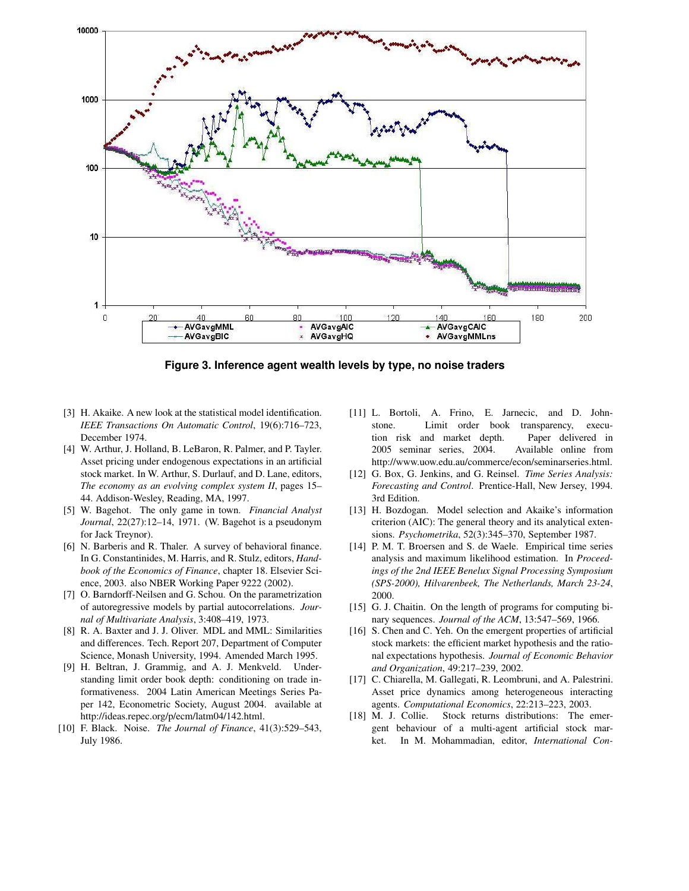**Figure 3. Inference agent wealth levels by type, no noise traders**

[3] H. Akaike. A new look at the statistical model identification. *IEEE Transactions On Automatic Control*, 19(6):716–723, December 1974.

[4] W. Arthur, J. Holland, B. LeBaron, R. Palmer, and P. Tayler. Asset pricing under endogenous expectations in an artificial stock market. In W. Arthur, S. Durlauf, and D. Lane, editors, *The economy as an evolving complex system II*, pages 15–44. Addison-Wesley, Reading, MA, 1997.

[5] W. Bagehot. The only game in town. *Financial Analyst Journal*, 22(27):12–14, 1971. (W. Bagehot is a pseudonym for Jack Treynor).

[6] N. Barberis and R. Thaler. A survey of behavioral finance. In G. Constantinides, M. Harris, and R. Stulz, editors, *Handbook of the Economics of Finance*, chapter 18. Elsevier Science, 2003. also NBER Working Paper 9222 (2002).

[7] O. Barndorff-Neilsen and G. Schou. On the parametrization of autoregressive models by partial autocorrelations. *Journal of Multivariate Analysis*, 3:408–419, 1973.

[8] R. A. Baxter and J. J. Oliver. MDL and MML: Similarities and differences. Tech. Report 207, Department of Computer Science, Monash University, 1994. Amended March 1995.

[9] H. Beltran, J. Grammig, and A. J. Menkveld. Understanding limit order book depth: conditioning on trade informativeness. 2004 Latin American Meetings Series Paper 142, Econometric Society, August 2004. available at http://ideas.repec.org/p/ecm/latm04/142.html.

[10] F. Black. Noise. *The Journal of Finance*, 41(3):529–543, July 1986.

[11] L. Bortoli, A. Frino, E. Jarnecic, and D. Johnstone. Limit order book transparency, execution risk and market depth. Paper delivered in 2005 seminar series, 2004. Available online from http://www.uow.edu.au/commerce/econ/seminarseries.html.

[12] G. Box, G. Jenkins, and G. Reinsel. *Time Series Analysis: Forecasting and Control*. Prentice-Hall, New Jersey, 1994. 3rd Edition.

[13] H. Bozdogan. Model selection and Akaike's information criterion (AIC): The general theory and its analytical extensions. *Psychometrika*, 52(3):345–370, September 1987.

[14] P. M. T. Broersen and S. de Waele. Empirical time series analysis and maximum likelihood estimation. In *Proceedings of the 2nd IEEE Benelux Signal Processing Symposium (SPS-2000), Hilvarenbeek, The Netherlands, March 23-24*, 2000.

[15] G. J. Chaitin. On the length of programs for computing binary sequences. *Journal of the ACM*, 13:547–569, 1966.

[16] S. Chen and C. Yeh. On the emergent properties of artificial stock markets: the efficient market hypothesis and the rational expectations hypothesis. *Journal of Economic Behavior and Organization*, 49:217–239, 2002.

[17] C. Chiarella, M. Gallegati, R. Leombruni, and A. Palestrini. Asset price dynamics among heterogeneous interacting agents. *Computational Economics*, 22:213–223, 2003.

[18] M. J. Collie. Stock returns distributions: The emergent behaviour of a multi-agent artificial stock market. In M. Mohammadian, editor, *International Con-*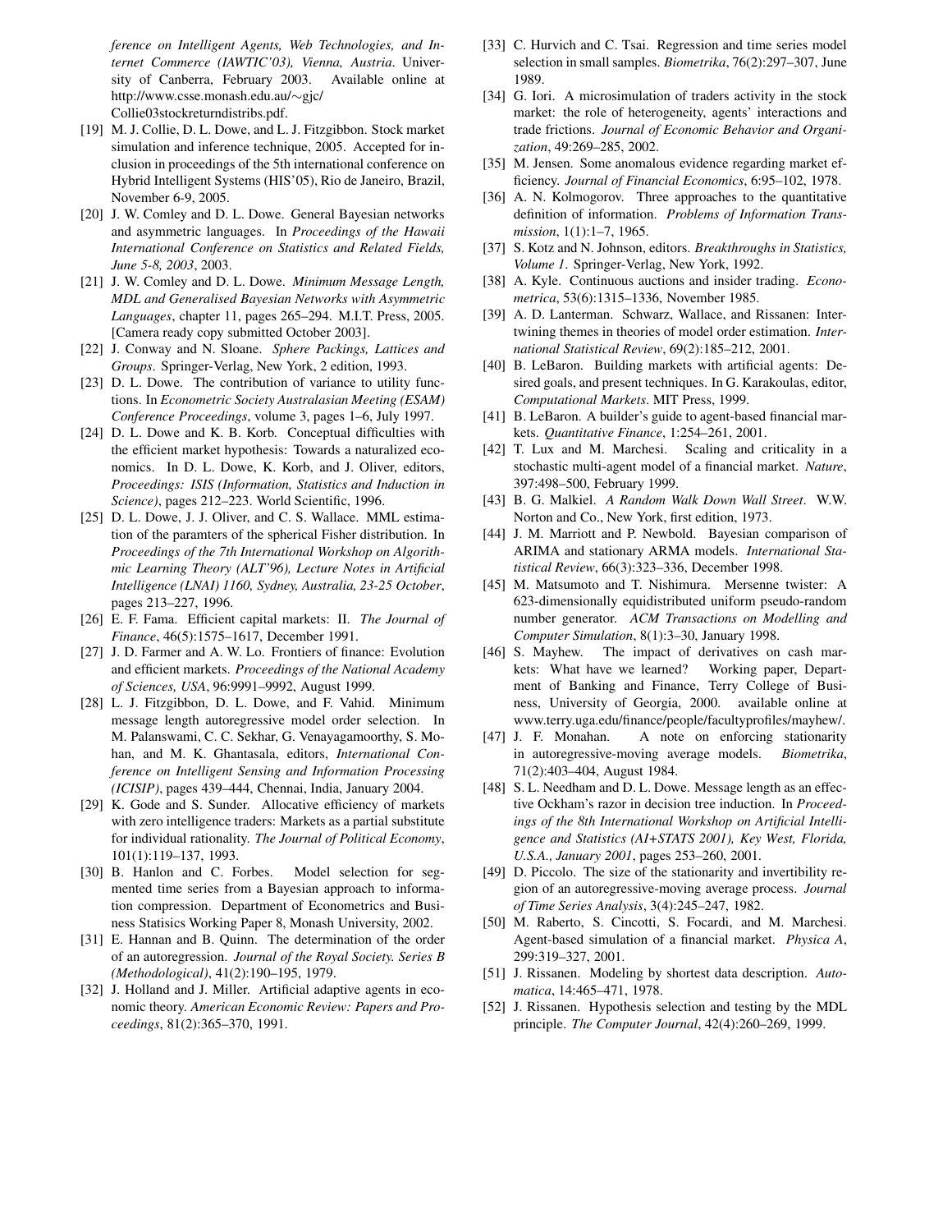*ference on Intelligent Agents, Web Technologies, and Internet Commerce (IAWTIC'03), Vienna, Austria*. University of Canberra, February 2003. Available online at http://www.csse.monash.edu.au/∼gjc/Collie03stockreturndistribs.pdf.

[19] M. J. Collie, D. L. Dowe, and L. J. Fitzgibbon. Stock market simulation and inference technique, 2005. Accepted for inclusion in proceedings of the 5th international conference on Hybrid Intelligent Systems (HIS'05), Rio de Janeiro, Brazil, November 6-9, 2005.

[20] J. W. Comley and D. L. Dowe. General Bayesian networks and asymmetric languages. In *Proceedings of the Hawaii International Conference on Statistics and Related Fields, June 5-8, 2003*, 2003.

[21] J. W. Comley and D. L. Dowe. *Minimum Message Length, MDL and Generalised Bayesian Networks with Asymmetric Languages*, chapter 11, pages 265–294. M.I.T. Press, 2005. [Camera ready copy submitted October 2003].

[22] J. Conway and N. Sloane. *Sphere Packings, Lattices and Groups*. Springer-Verlag, New York, 2 edition, 1993.

[23] D. L. Dowe. The contribution of variance to utility functions. In *Econometric Society Australasian Meeting (ESAM) Conference Proceedings*, volume 3, pages 1–6, July 1997.

[24] D. L. Dowe and K. B. Korb. Conceptual difficulties with the efficient market hypothesis: Towards a naturalized economics. In D. L. Dowe, K. Korb, and J. Oliver, editors, *Proceedings: ISIS (Information, Statistics and Induction in Science)*, pages 212–223. World Scientific, 1996.

[25] D. L. Dowe, J. J. Oliver, and C. S. Wallace. MML estimation of the paramters of the spherical Fisher distribution. In *Proceedings of the 7th International Workshop on Algorithmic Learning Theory (ALT'96), Lecture Notes in Artificial Intelligence (LNAI) 1160, Sydney, Australia, 23-25 October*, pages 213–227, 1996.

[26] E. F. Fama. Efficient capital markets: II. *The Journal of Finance*, 46(5):1575–1617, December 1991.

[27] J. D. Farmer and A. W. Lo. Frontiers of finance: Evolution and efficient markets. *Proceedings of the National Academy of Sciences, USA*, 96:9991–9992, August 1999.

[28] L. J. Fitzgibbon, D. L. Dowe, and F. Vahid. Minimum message length autoregressive model order selection. In M. Palanswami, C. C. Sekhar, G. Venayagamoorthy, S. Mohan, and M. K. Ghantasala, editors, *International Conference on Intelligent Sensing and Information Processing (ICISIP)*, pages 439–444, Chennai, India, January 2004.

[29] K. Gode and S. Sunder. Allocative efficiency of markets with zero intelligence traders: Markets as a partial substitute for individual rationality. *The Journal of Political Economy*, 101(1):119–137, 1993.

[30] B. Hanlon and C. Forbes. Model selection for segmented time series from a Bayesian approach to information compression. Department of Econometrics and Business Statisics Working Paper 8, Monash University, 2002.

[31] E. Hannan and B. Quinn. The determination of the order of an autoregression. *Journal of the Royal Society. Series B (Methodological)*, 41(2):190–195, 1979.

[32] J. Holland and J. Miller. Artificial adaptive agents in economic theory. *American Economic Review: Papers and Proceedings*, 81(2):365–370, 1991.

[33] C. Hurvich and C. Tsai. Regression and time series model selection in small samples. *Biometrika*, 76(2):297–307, June 1989.

[34] G. Iori. A microsimulation of traders activity in the stock market: the role of heterogeneity, agents' interactions and trade frictions. *Journal of Economic Behavior and Organization*, 49:269–285, 2002.

[35] M. Jensen. Some anomalous evidence regarding market efficiency. *Journal of Financial Economics*, 6:95–102, 1978.

[36] A. N. Kolmogorov. Three approaches to the quantitative definition of information. *Problems of Information Transmission*, 1(1):1–7, 1965.

[37] S. Kotz and N. Johnson, editors. *Breakthroughs in Statistics, Volume 1*. Springer-Verlag, New York, 1992.

[38] A. Kyle. Continuous auctions and insider trading. *Econometrica*, 53(6):1315–1336, November 1985.

[39] A. D. Lanterman. Schwarz, Wallace, and Rissanen: Intertwining themes in theories of model order estimation. *International Statistical Review*, 69(2):185–212, 2001.

[40] B. LeBaron. Building markets with artificial agents: Desired goals, and present techniques. In G. Karakoulas, editor, *Computational Markets*. MIT Press, 1999.

[41] B. LeBaron. A builder's guide to agent-based financial markets. *Quantitative Finance*, 1:254–261, 2001.

[42] T. Lux and M. Marchesi. Scaling and criticality in a stochastic multi-agent model of a financial market. *Nature*, 397:498–500, February 1999.

[43] B. G. Malkiel. *A Random Walk Down Wall Street*. W.W. Norton and Co., New York, first edition, 1973.

[44] J. M. Marriott and P. Newbold. Bayesian comparison of ARIMA and stationary ARMA models. *International Statistical Review*, 66(3):323–336, December 1998.

[45] M. Matsumoto and T. Nishimura. Mersenne twister: A 623-dimensionally equidistributed uniform pseudo-random number generator. *ACM Transactions on Modelling and Computer Simulation*, 8(1):3–30, January 1998.

[46] S. Mayhew. The impact of derivatives on cash markets: What have we learned? Working paper, Department of Banking and Finance, Terry College of Business, University of Georgia, 2000. available online at www.terry.uga.edu/finance/people/facultyprofiles/mayhew/.

[47] J. F. Monahan. A note on enforcing stationarity in autoregressive-moving average models. *Biometrika*, 71(2):403–404, August 1984.

[48] S. L. Needham and D. L. Dowe. Message length as an effective Ockham's razor in decision tree induction. In *Proceedings of the 8th International Workshop on Artificial Intelligence and Statistics (AI+STATS 2001), Key West, Florida, U.S.A., January 2001*, pages 253–260, 2001.

[49] D. Piccolo. The size of the stationarity and invertibility region of an autoregressive-moving average process. *Journal of Time Series Analysis*, 3(4):245–247, 1982.

[50] M. Raberto, S. Cincotti, S. Focardi, and M. Marchesi. Agent-based simulation of a financial market. *Physica A*, 299:319–327, 2001.

[51] J. Rissanen. Modeling by shortest data description. *Automatica*, 14:465–471, 1978.

[52] J. Rissanen. Hypothesis selection and testing by the MDL principle. *The Computer Journal*, 42(4):260–269, 1999.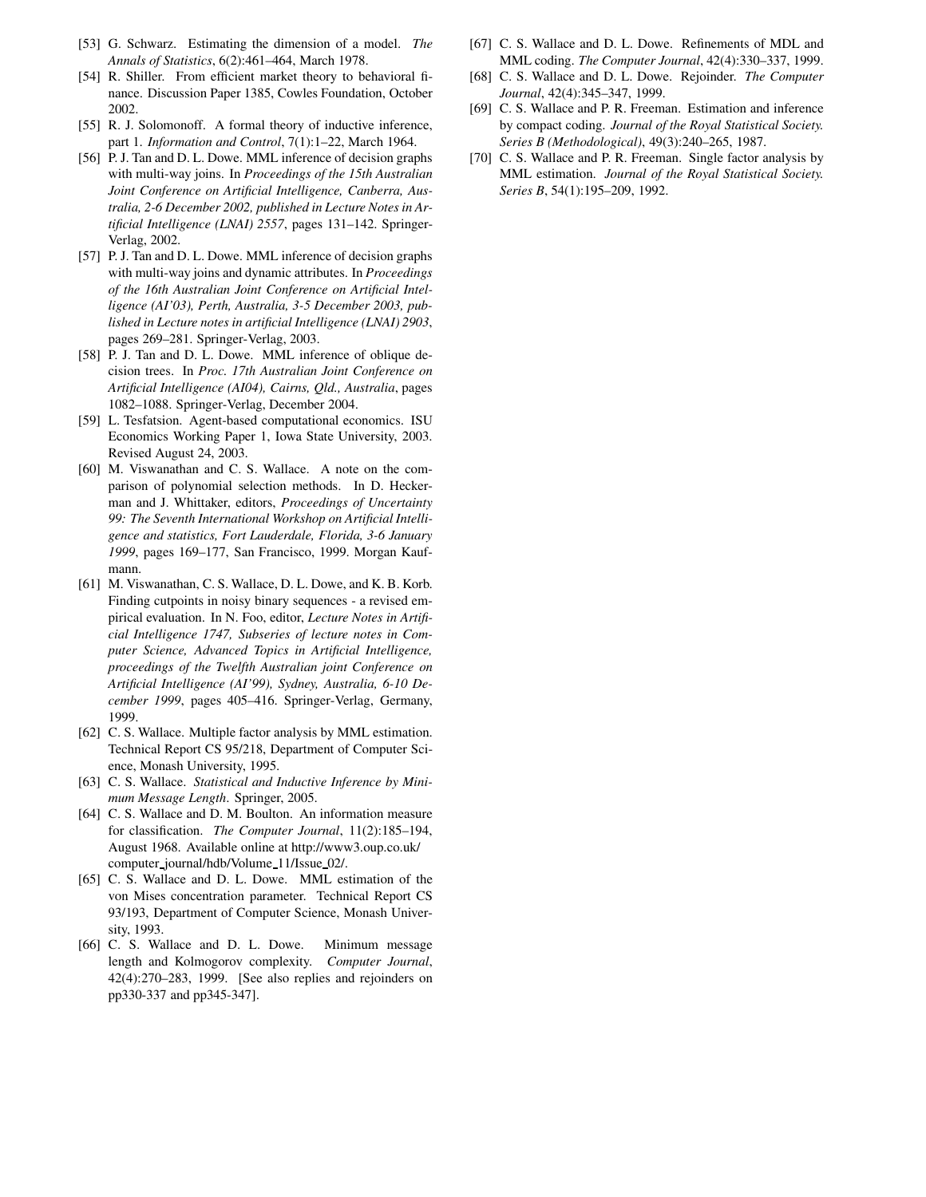[53] G. Schwarz. Estimating the dimension of a model. *The Annals of Statistics*, 6(2):461–464, March 1978.

[54] R. Shiller. From efficient market theory to behavioral finance. Discussion Paper 1385, Cowles Foundation, October 2002.

[55] R. J. Solomonoff. A formal theory of inductive inference, part 1. *Information and Control*, 7(1):1–22, March 1964.

[56] P. J. Tan and D. L. Dowe. MML inference of decision graphs with multi-way joins. In *Proceedings of the 15th Australian Joint Conference on Artificial Intelligence, Canberra, Australia, 2-6 December 2002, published in Lecture Notes in Artificial Intelligence (LNAI) 2557*, pages 131–142. Springer-Verlag, 2002.

[57] P. J. Tan and D. L. Dowe. MML inference of decision graphs with multi-way joins and dynamic attributes. In *Proceedings of the 16th Australian Joint Conference on Artificial Intelligence (AI'03), Perth, Australia, 3-5 December 2003, published in Lecture notes in artificial Intelligence (LNAI) 2903*, pages 269–281. Springer-Verlag, 2003.

[58] P. J. Tan and D. L. Dowe. MML inference of oblique decision trees. In *Proc. 17th Australian Joint Conference on Artificial Intelligence (AI04), Cairns, Qld., Australia*, pages 1082–1088. Springer-Verlag, December 2004.

[59] L. Tesfatsion. Agent-based computational economics. ISU Economics Working Paper 1, Iowa State University, 2003. Revised August 24, 2003.

[60] M. Viswanathan and C. S. Wallace. A note on the comparison of polynomial selection methods. In D. Heckerman and J. Whittaker, editors, *Proceedings of Uncertainty 99: The Seventh International Workshop on Artificial Intelligence and statistics, Fort Lauderdale, Florida, 3-6 January 1999*, pages 169–177, San Francisco, 1999. Morgan Kaufmann.

[61] M. Viswanathan, C. S. Wallace, D. L. Dowe, and K. B. Korb. Finding cutpoints in noisy binary sequences - a revised empirical evaluation. In N. Foo, editor, *Lecture Notes in Artificial Intelligence 1747, Subseries of lecture notes in Computer Science, Advanced Topics in Artificial Intelligence, proceedings of the Twelfth Australian joint Conference on Artificial Intelligence (AI'99), Sydney, Australia, 6-10 December 1999*, pages 405–416. Springer-Verlag, Germany, 1999.

[62] C. S. Wallace. Multiple factor analysis by MML estimation. Technical Report CS 95/218, Department of Computer Science, Monash University, 1995.

[63] C. S. Wallace. *Statistical and Inductive Inference by Minimum Message Length*. Springer, 2005.

[64] C. S. Wallace and D. M. Boulton. An information measure for classification. *The Computer Journal*, 11(2):185–194, August 1968. Available online at http://www3.oup.co.uk/computer_journal/hdb/Volume_11/Issue_02/.

[65] C. S. Wallace and D. L. Dowe. MML estimation of the von Mises concentration parameter. Technical Report CS 93/193, Department of Computer Science, Monash University, 1993.

[66] C. S. Wallace and D. L. Dowe. Minimum message length and Kolmogorov complexity. *Computer Journal*, 42(4):270–283, 1999. [See also replies and rejoinders on pp330-337 and pp345-347].

[67] C. S. Wallace and D. L. Dowe. Refinements of MDL and MML coding. *The Computer Journal*, 42(4):330–337, 1999.

[68] C. S. Wallace and D. L. Dowe. Rejoinder. *The Computer Journal*, 42(4):345–347, 1999.

[69] C. S. Wallace and P. R. Freeman. Estimation and inference by compact coding. *Journal of the Royal Statistical Society. Series B (Methodological)*, 49(3):240–265, 1987.

[70] C. S. Wallace and P. R. Freeman. Single factor analysis by MML estimation. *Journal of the Royal Statistical Society. Series B*, 54(1):195–209, 1992.